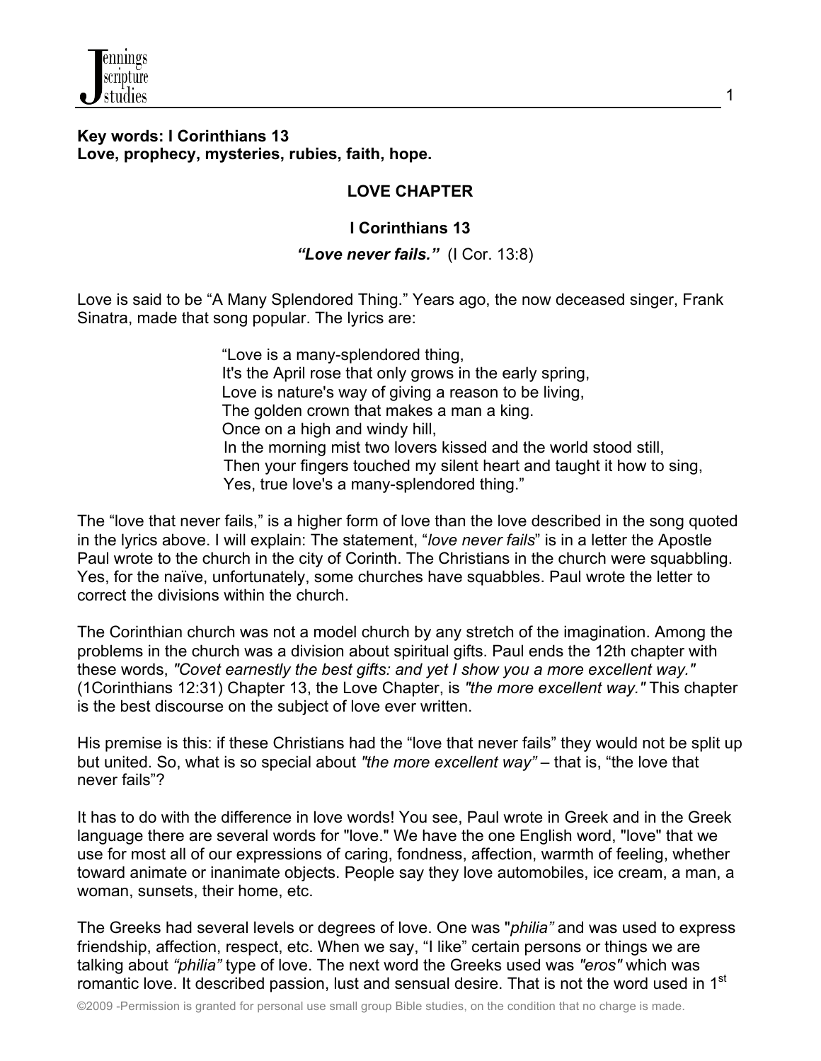**Key words: I Corinthians 13**
**Love, prophecy, mysteries, rubies, faith, hope.**

## LOVE CHAPTER

### I Corinthians 13

***"Love never fails."*** (I Cor. 13:8)

Love is said to be "A Many Splendored Thing." Years ago, the now deceased singer, Frank Sinatra, made that song popular. The lyrics are:

> "Love is a many-splendored thing,
> It's the April rose that only grows in the early spring,
> Love is nature's way of giving a reason to be living,
> The golden crown that makes a man a king.
> Once on a high and windy hill,
> In the morning mist two lovers kissed and the world stood still,
> Then your fingers touched my silent heart and taught it how to sing,
> Yes, true love's a many-splendored thing."

The "love that never fails," is a higher form of love than the love described in the song quoted in the lyrics above. I will explain: The statement, "*love never fails*" is in a letter the Apostle Paul wrote to the church in the city of Corinth. The Christians in the church were squabbling. Yes, for the naïve, unfortunately, some churches have squabbles. Paul wrote the letter to correct the divisions within the church.

The Corinthian church was not a model church by any stretch of the imagination. Among the problems in the church was a division about spiritual gifts. Paul ends the 12th chapter with these words, *"Covet earnestly the best gifts: and yet I show you a more excellent way."* (1Corinthians 12:31) Chapter 13, the Love Chapter, is *"the more excellent way."* This chapter is the best discourse on the subject of love ever written.

His premise is this: if these Christians had the "love that never fails" they would not be split up but united. So, what is so special about *"the more excellent way"* – that is, "the love that never fails"?

It has to do with the difference in love words! You see, Paul wrote in Greek and in the Greek language there are several words for "love." We have the one English word, "love" that we use for most all of our expressions of caring, fondness, affection, warmth of feeling, whether toward animate or inanimate objects. People say they love automobiles, ice cream, a man, a woman, sunsets, their home, etc.

The Greeks had several levels or degrees of love. One was "*philia"* and was used to express friendship, affection, respect, etc. When we say, "I like" certain persons or things we are talking about *"philia"* type of love. The next word the Greeks used was *"eros"* which was romantic love. It described passion, lust and sensual desire. That is not the word used in 1st

©2009 -Permission is granted for personal use small group Bible studies, on the condition that no charge is made.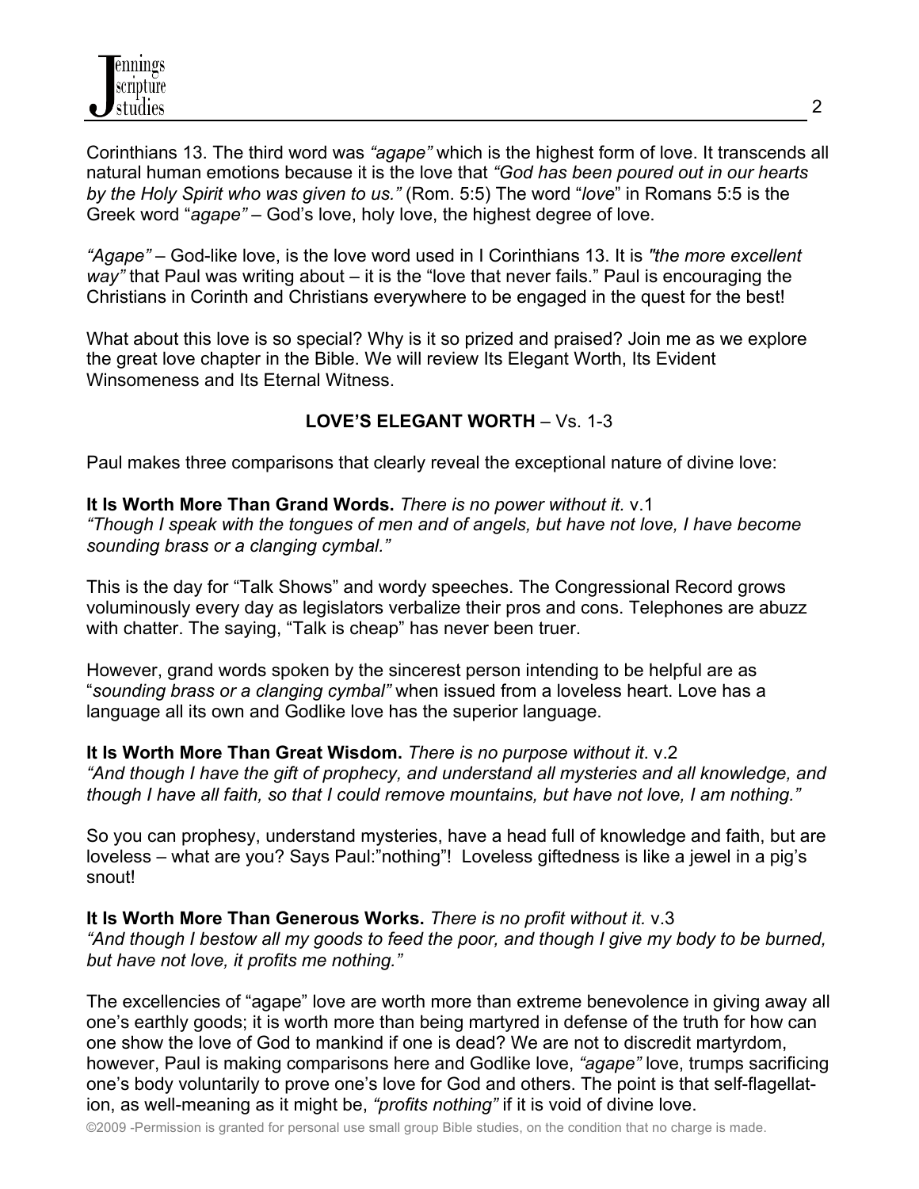Corinthians 13. The third word was *"agape"* which is the highest form of love. It transcends all natural human emotions because it is the love that *"God has been poured out in our hearts by the Holy Spirit who was given to us."* (Rom. 5:5) The word "*love*" in Romans 5:5 is the Greek word "*agape"* – God's love, holy love, the highest degree of love.

*"Agape"* – God-like love, is the love word used in I Corinthians 13. It is *"the more excellent way"* that Paul was writing about – it is the "love that never fails." Paul is encouraging the Christians in Corinth and Christians everywhere to be engaged in the quest for the best!

What about this love is so special? Why is it so prized and praised? Join me as we explore the great love chapter in the Bible. We will review Its Elegant Worth, Its Evident Winsomeness and Its Eternal Witness.

## LOVE'S ELEGANT WORTH – Vs. 1-3

Paul makes three comparisons that clearly reveal the exceptional nature of divine love:

**It Is Worth More Than Grand Words.** *There is no power without it.* v.1
*"Though I speak with the tongues of men and of angels, but have not love, I have become sounding brass or a clanging cymbal."*

This is the day for "Talk Shows" and wordy speeches. The Congressional Record grows voluminously every day as legislators verbalize their pros and cons. Telephones are abuzz with chatter. The saying, "Talk is cheap" has never been truer.

However, grand words spoken by the sincerest person intending to be helpful are as "*sounding brass or a clanging cymbal"* when issued from a loveless heart. Love has a language all its own and Godlike love has the superior language.

**It Is Worth More Than Great Wisdom.** *There is no purpose without it*. v.2
*"And though I have the gift of prophecy, and understand all mysteries and all knowledge, and though I have all faith, so that I could remove mountains, but have not love, I am nothing."*

So you can prophesy, understand mysteries, have a head full of knowledge and faith, but are loveless – what are you? Says Paul:"nothing"! Loveless giftedness is like a jewel in a pig's snout!

**It Is Worth More Than Generous Works.** *There is no profit without it.* v.3
*"And though I bestow all my goods to feed the poor, and though I give my body to be burned, but have not love, it profits me nothing."*

The excellencies of "agape" love are worth more than extreme benevolence in giving away all one's earthly goods; it is worth more than being martyred in defense of the truth for how can one show the love of God to mankind if one is dead? We are not to discredit martyrdom, however, Paul is making comparisons here and Godlike love, *"agape"* love, trumps sacrificing one's body voluntarily to prove one's love for God and others. The point is that self-flagellation, as well-meaning as it might be, *"profits nothing"* if it is void of divine love.

©2009 -Permission is granted for personal use small group Bible studies, on the condition that no charge is made.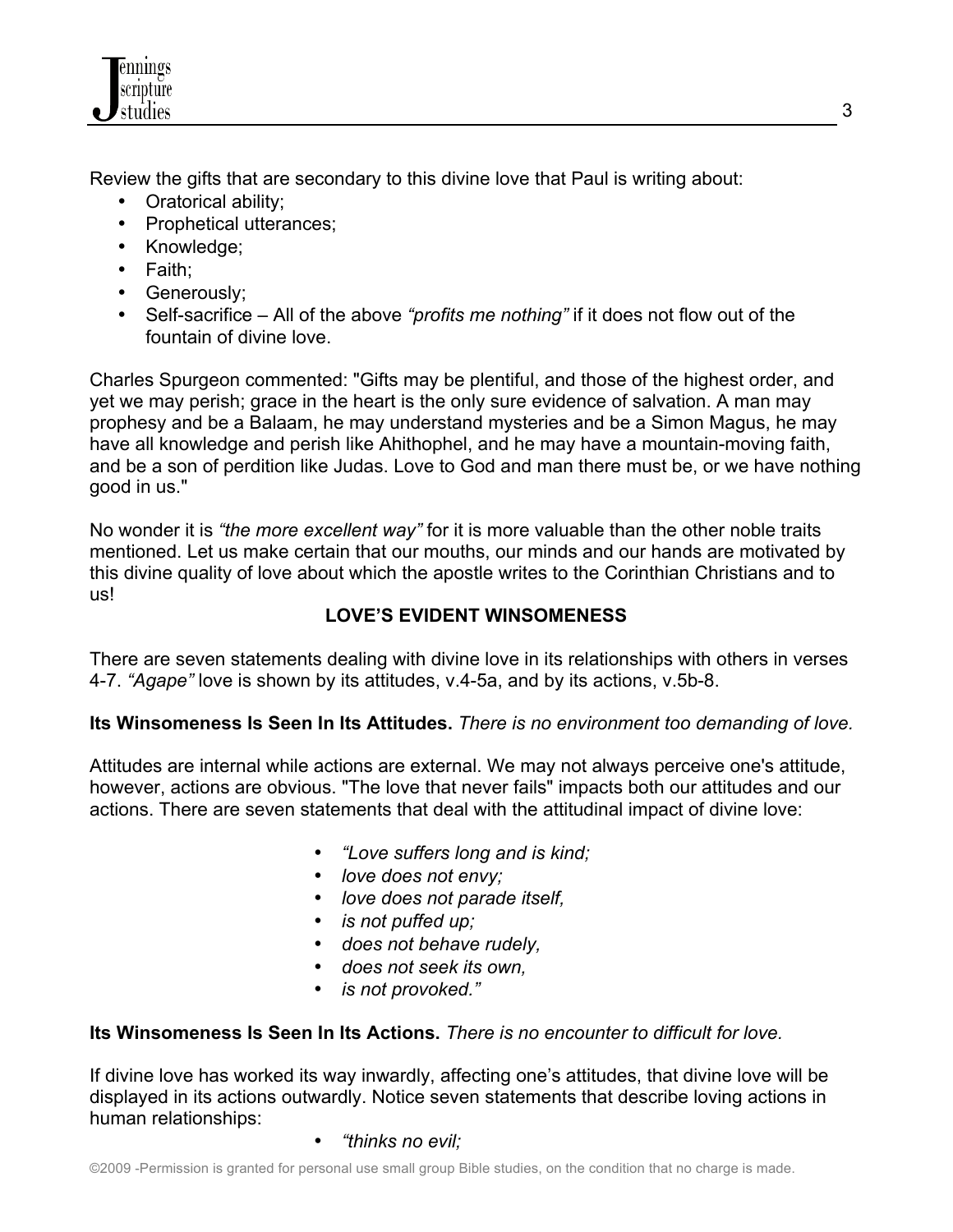Review the gifts that are secondary to this divine love that Paul is writing about:

- Oratorical ability;
- Prophetical utterances;
- Knowledge;
- Faith;
- Generously;
- Self-sacrifice – All of the above *"profits me nothing"* if it does not flow out of the fountain of divine love.

Charles Spurgeon commented: "Gifts may be plentiful, and those of the highest order, and yet we may perish; grace in the heart is the only sure evidence of salvation. A man may prophesy and be a Balaam, he may understand mysteries and be a Simon Magus, he may have all knowledge and perish like Ahithophel, and he may have a mountain-moving faith, and be a son of perdition like Judas. Love to God and man there must be, or we have nothing good in us."

No wonder it is *"the more excellent way"* for it is more valuable than the other noble traits mentioned. Let us make certain that our mouths, our minds and our hands are motivated by this divine quality of love about which the apostle writes to the Corinthian Christians and to us!

**LOVE'S EVIDENT WINSOMENESS**

There are seven statements dealing with divine love in its relationships with others in verses 4-7. *"Agape"* love is shown by its attitudes, v.4-5a, and by its actions, v.5b-8.

**Its Winsomeness Is Seen In Its Attitudes.** *There is no environment too demanding of love.*

Attitudes are internal while actions are external. We may not always perceive one's attitude, however, actions are obvious. "The love that never fails" impacts both our attitudes and our actions. There are seven statements that deal with the attitudinal impact of divine love:

- *"Love suffers long and is kind;*
- *love does not envy;*
- *love does not parade itself,*
- *is not puffed up;*
- *does not behave rudely,*
- *does not seek its own,*
- *is not provoked."*

**Its Winsomeness Is Seen In Its Actions.** *There is no encounter to difficult for love.*

If divine love has worked its way inwardly, affecting one's attitudes, that divine love will be displayed in its actions outwardly. Notice seven statements that describe loving actions in human relationships:

- *"thinks no evil;*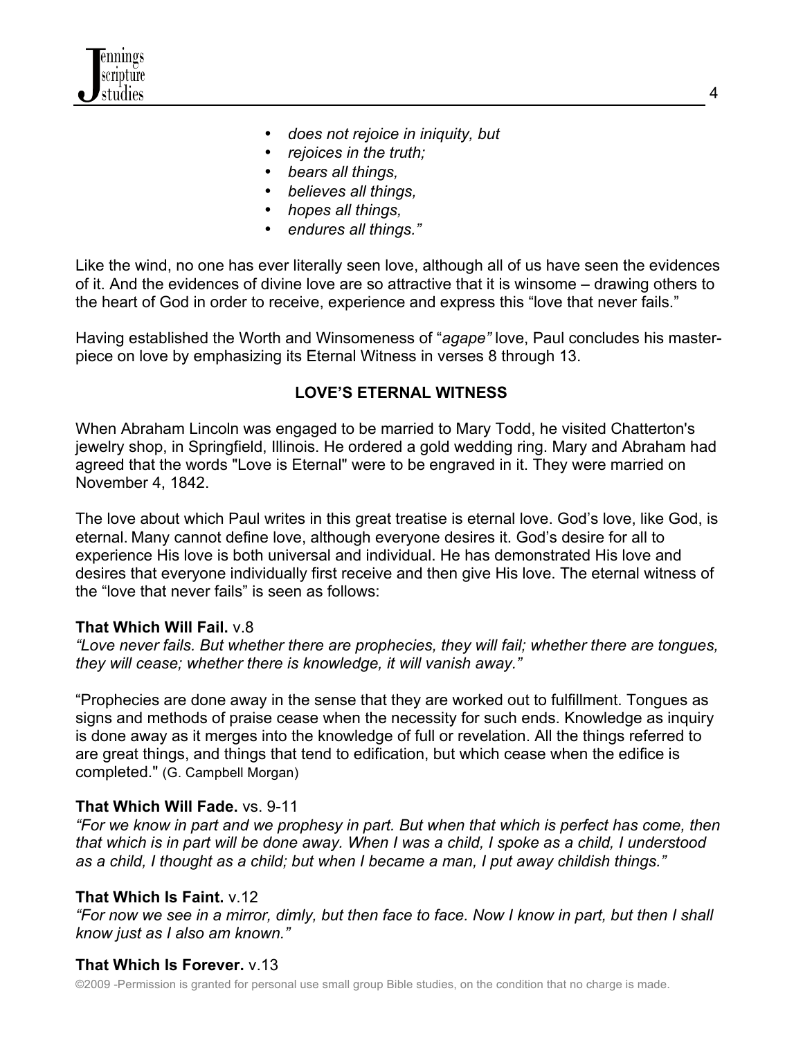- *does not rejoice in iniquity, but*
- *rejoices in the truth;*
- *bears all things,*
- *believes all things,*
- *hopes all things,*
- *endures all things."*

Like the wind, no one has ever literally seen love, although all of us have seen the evidences of it. And the evidences of divine love are so attractive that it is winsome – drawing others to the heart of God in order to receive, experience and express this "love that never fails."

Having established the Worth and Winsomeness of "*agape"* love, Paul concludes his master-piece on love by emphasizing its Eternal Witness in verses 8 through 13.

**LOVE'S ETERNAL WITNESS**

When Abraham Lincoln was engaged to be married to Mary Todd, he visited Chatterton's jewelry shop, in Springfield, Illinois. He ordered a gold wedding ring. Mary and Abraham had agreed that the words "Love is Eternal" were to be engraved in it. They were married on November 4, 1842.

The love about which Paul writes in this great treatise is eternal love. God's love, like God, is eternal. Many cannot define love, although everyone desires it. God's desire for all to experience His love is both universal and individual. He has demonstrated His love and desires that everyone individually first receive and then give His love. The eternal witness of the "love that never fails" is seen as follows:

**That Which Will Fail.** v.8
*"Love never fails. But whether there are prophecies, they will fail; whether there are tongues, they will cease; whether there is knowledge, it will vanish away."*

"Prophecies are done away in the sense that they are worked out to fulfillment. Tongues as signs and methods of praise cease when the necessity for such ends. Knowledge as inquiry is done away as it merges into the knowledge of full or revelation. All the things referred to are great things, and things that tend to edification, but which cease when the edifice is completed." (G. Campbell Morgan)

**That Which Will Fade.** vs. 9-11
*"For we know in part and we prophesy in part. But when that which is perfect has come, then that which is in part will be done away. When I was a child, I spoke as a child, I understood as a child, I thought as a child; but when I became a man, I put away childish things."*

**That Which Is Faint.** v.12
*"For now we see in a mirror, dimly, but then face to face. Now I know in part, but then I shall know just as I also am known."*

**That Which Is Forever.** v.13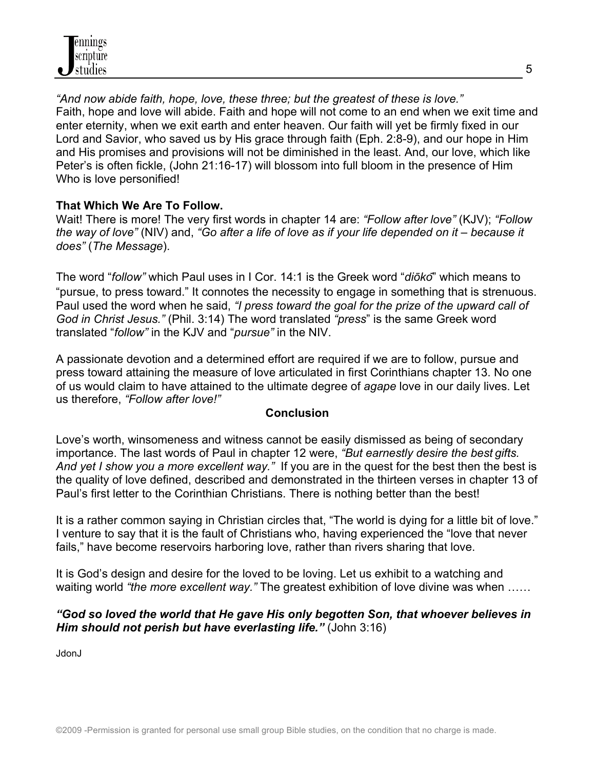*"And now abide faith, hope, love, these three; but the greatest of these is love."*
Faith, hope and love will abide. Faith and hope will not come to an end when we exit time and enter eternity, when we exit earth and enter heaven. Our faith will yet be firmly fixed in our Lord and Savior, who saved us by His grace through faith (Eph. 2:8-9), and our hope in Him and His promises and provisions will not be diminished in the least. And, our love, which like Peter's is often fickle, (John 21:16-17) will blossom into full bloom in the presence of Him Who is love personified!

**That Which We Are To Follow.**
Wait! There is more! The very first words in chapter 14 are: *"Follow after love"* (KJV); *"Follow the way of love"* (NIV) and, *"Go after a life of love as if your life depended on it – because it does"* (*The Message*).

The word "*follow"* which Paul uses in I Cor. 14:1 is the Greek word "*diōkō*" which means to "pursue, to press toward." It connotes the necessity to engage in something that is strenuous. Paul used the word when he said, *"I press toward the goal for the prize of the upward call of God in Christ Jesus."* (Phil. 3:14) The word translated *"press*" is the same Greek word translated "*follow"* in the KJV and "*pursue"* in the NIV.

A passionate devotion and a determined effort are required if we are to follow, pursue and press toward attaining the measure of love articulated in first Corinthians chapter 13. No one of us would claim to have attained to the ultimate degree of *agape* love in our daily lives. Let us therefore, *"Follow after love!"*

## Conclusion

Love's worth, winsomeness and witness cannot be easily dismissed as being of secondary importance. The last words of Paul in chapter 12 were, *"But earnestly desire the best gifts. And yet I show you a more excellent way."* If you are in the quest for the best then the best is the quality of love defined, described and demonstrated in the thirteen verses in chapter 13 of Paul's first letter to the Corinthian Christians. There is nothing better than the best!

It is a rather common saying in Christian circles that, "The world is dying for a little bit of love." I venture to say that it is the fault of Christians who, having experienced the "love that never fails," have become reservoirs harboring love, rather than rivers sharing that love.

It is God's design and desire for the loved to be loving. Let us exhibit to a watching and waiting world *"the more excellent way."* The greatest exhibition of love divine was when ……

***"God so loved the world that He gave His only begotten Son, that whoever believes in Him should not perish but have everlasting life."*** (John 3:16)

JdonJ

©2009 -Permission is granted for personal use small group Bible studies, on the condition that no charge is made.